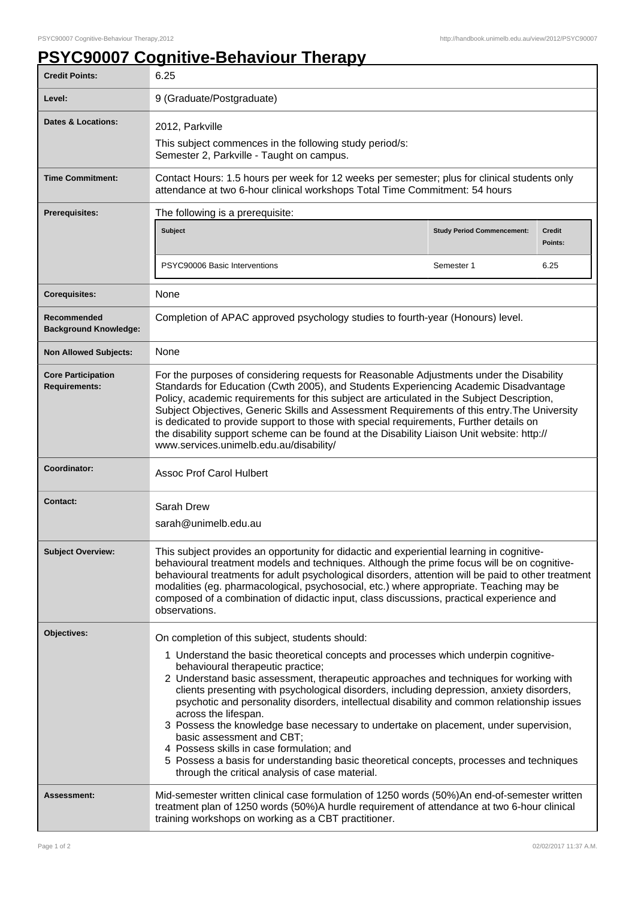# PSYC90007 Cognitive-Behaviour Therapy

| | |
|---|---|
| **Credit Points:** | 6.25 |
| **Level:** | 9 (Graduate/Postgraduate) |
| **Dates & Locations:** | 2012, Parkville<br>This subject commences in the following study period/s:<br>Semester 2, Parkville - Taught on campus. |
| **Time Commitment:** | Contact Hours: 1.5 hours per week for 12 weeks per semester; plus for clinical students only attendance at two 6-hour clinical workshops Total Time Commitment: 54 hours |
| **Prerequisites:** | The following is a prerequisite:<br>**Subject** / **Study Period Commencement:** / **Credit Points:**<br>PSYC90006 Basic Interventions / Semester 1 / 6.25 |
| **Corequisites:** | None |
| **Recommended Background Knowledge:** | Completion of APAC approved psychology studies to fourth-year (Honours) level. |
| **Non Allowed Subjects:** | None |
| **Core Participation Requirements:** | For the purposes of considering requests for Reasonable Adjustments under the Disability Standards for Education (Cwth 2005), and Students Experiencing Academic Disadvantage Policy, academic requirements for this subject are articulated in the Subject Description, Subject Objectives, Generic Skills and Assessment Requirements of this entry.The University is dedicated to provide support to those with special requirements, Further details on the disability support scheme can be found at the Disability Liaison Unit website: http://www.services.unimelb.edu.au/disability/ |
| **Coordinator:** | Assoc Prof Carol Hulbert |
| **Contact:** | Sarah Drew<br>sarah@unimelb.edu.au |
| **Subject Overview:** | This subject provides an opportunity for didactic and experiential learning in cognitive-behavioural treatment models and techniques. Although the prime focus will be on cognitive-behavioural treatments for adult psychological disorders, attention will be paid to other treatment modalities (eg. pharmacological, psychosocial, etc.) where appropriate. Teaching may be composed of a combination of didactic input, class discussions, practical experience and observations. |
| **Objectives:** | On completion of this subject, students should:<br>1 Understand the basic theoretical concepts and processes which underpin cognitive-behavioural therapeutic practice;<br>2 Understand basic assessment, therapeutic approaches and techniques for working with clients presenting with psychological disorders, including depression, anxiety disorders, psychotic and personality disorders, intellectual disability and common relationship issues across the lifespan.<br>3 Possess the knowledge base necessary to undertake on placement, under supervision, basic assessment and CBT;<br>4 Possess skills in case formulation; and<br>5 Possess a basis for understanding basic theoretical concepts, processes and techniques through the critical analysis of case material. |
| **Assessment:** | Mid-semester written clinical case formulation of 1250 words (50%)An end-of-semester written treatment plan of 1250 words (50%)A hurdle requirement of attendance at two 6-hour clinical training workshops on working as a CBT practitioner. |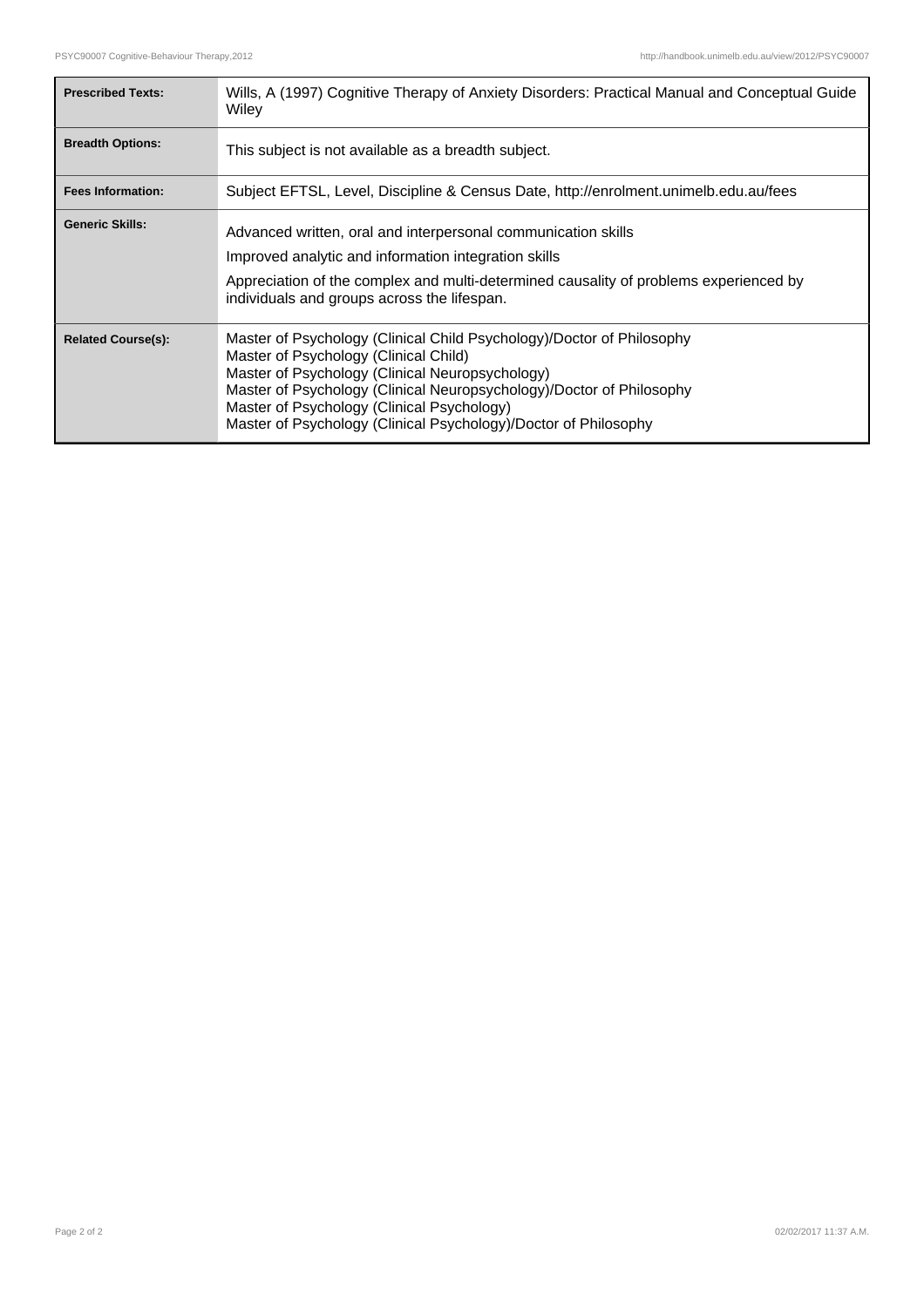| | |
|---|---|
| **Prescribed Texts:** | Wills, A (1997) Cognitive Therapy of Anxiety Disorders: Practical Manual and Conceptual Guide Wiley |
| **Breadth Options:** | This subject is not available as a breadth subject. |
| **Fees Information:** | Subject EFTSL, Level, Discipline & Census Date, http://enrolment.unimelb.edu.au/fees |
| **Generic Skills:** | Advanced written, oral and interpersonal communication skills<br>Improved analytic and information integration skills<br>Appreciation of the complex and multi-determined causality of problems experienced by individuals and groups across the lifespan. |
| **Related Course(s):** | Master of Psychology (Clinical Child Psychology)/Doctor of Philosophy<br>Master of Psychology (Clinical Child)<br>Master of Psychology (Clinical Neuropsychology)<br>Master of Psychology (Clinical Neuropsychology)/Doctor of Philosophy<br>Master of Psychology (Clinical Psychology)<br>Master of Psychology (Clinical Psychology)/Doctor of Philosophy |